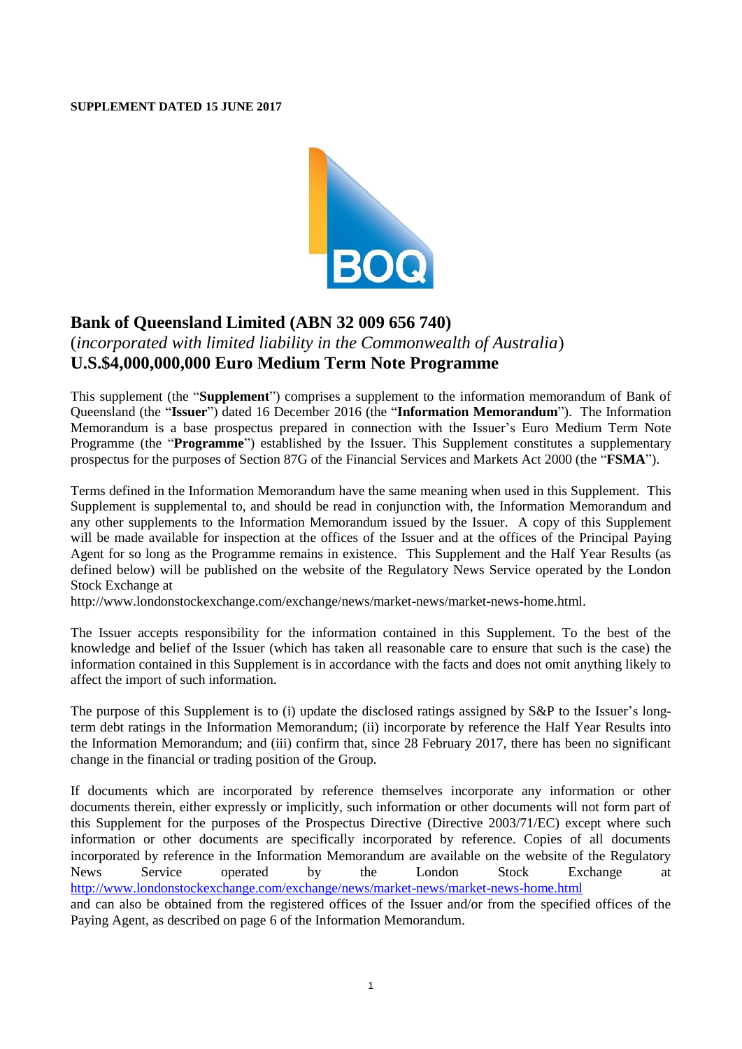**SUPPLEMENT DATED 15 JUNE 2017**

# Bank of Queensland Limited (ABN 32 009 656 740)

(*incorporated with limited liability in the Commonwealth of Australia*)

## U.S.$4,000,000,000 Euro Medium Term Note Programme

This supplement (the "**Supplement**") comprises a supplement to the information memorandum of Bank of Queensland (the "**Issuer**") dated 16 December 2016 (the "**Information Memorandum**"). The Information Memorandum is a base prospectus prepared in connection with the Issuer's Euro Medium Term Note Programme (the "**Programme**") established by the Issuer. This Supplement constitutes a supplementary prospectus for the purposes of Section 87G of the Financial Services and Markets Act 2000 (the "**FSMA**").

Terms defined in the Information Memorandum have the same meaning when used in this Supplement. This Supplement is supplemental to, and should be read in conjunction with, the Information Memorandum and any other supplements to the Information Memorandum issued by the Issuer. A copy of this Supplement will be made available for inspection at the offices of the Issuer and at the offices of the Principal Paying Agent for so long as the Programme remains in existence. This Supplement and the Half Year Results (as defined below) will be published on the website of the Regulatory News Service operated by the London Stock Exchange at http://www.londonstockexchange.com/exchange/news/market-news/market-news-home.html.

The Issuer accepts responsibility for the information contained in this Supplement. To the best of the knowledge and belief of the Issuer (which has taken all reasonable care to ensure that such is the case) the information contained in this Supplement is in accordance with the facts and does not omit anything likely to affect the import of such information.

The purpose of this Supplement is to (i) update the disclosed ratings assigned by S&P to the Issuer's long-term debt ratings in the Information Memorandum; (ii) incorporate by reference the Half Year Results into the Information Memorandum; and (iii) confirm that, since 28 February 2017, there has been no significant change in the financial or trading position of the Group.

If documents which are incorporated by reference themselves incorporate any information or other documents therein, either expressly or implicitly, such information or other documents will not form part of this Supplement for the purposes of the Prospectus Directive (Directive 2003/71/EC) except where such information or other documents are specifically incorporated by reference. Copies of all documents incorporated by reference in the Information Memorandum are available on the website of the Regulatory News Service operated by the London Stock Exchange at http://www.londonstockexchange.com/exchange/news/market-news/market-news-home.html and can also be obtained from the registered offices of the Issuer and/or from the specified offices of the Paying Agent, as described on page 6 of the Information Memorandum.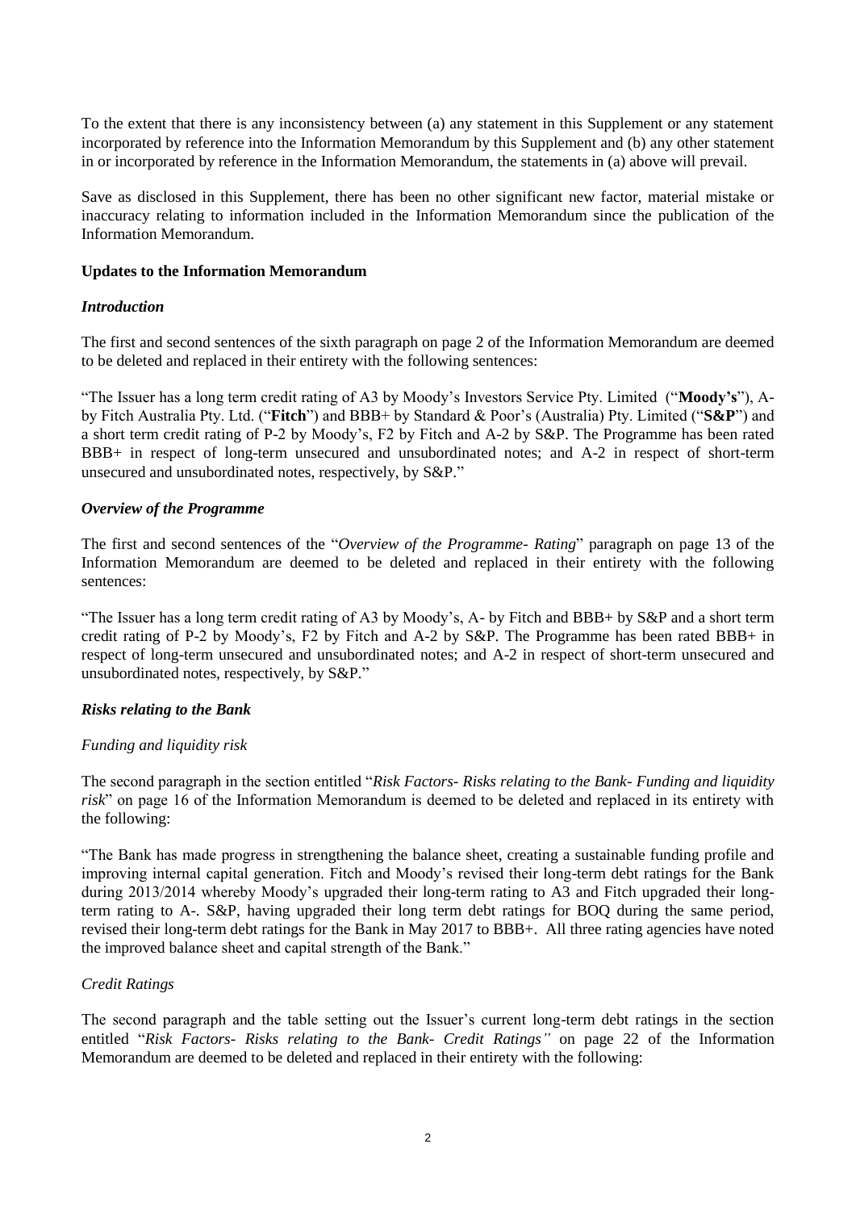To the extent that there is any inconsistency between (a) any statement in this Supplement or any statement incorporated by reference into the Information Memorandum by this Supplement and (b) any other statement in or incorporated by reference in the Information Memorandum, the statements in (a) above will prevail.

Save as disclosed in this Supplement, there has been no other significant new factor, material mistake or inaccuracy relating to information included in the Information Memorandum since the publication of the Information Memorandum.

**Updates to the Information Memorandum**

***Introduction***

The first and second sentences of the sixth paragraph on page 2 of the Information Memorandum are deemed to be deleted and replaced in their entirety with the following sentences:

"The Issuer has a long term credit rating of A3 by Moody's Investors Service Pty. Limited ("**Moody's**"), A- by Fitch Australia Pty. Ltd. ("**Fitch**") and BBB+ by Standard & Poor's (Australia) Pty. Limited ("**S&P**") and a short term credit rating of P-2 by Moody's, F2 by Fitch and A-2 by S&P. The Programme has been rated BBB+ in respect of long-term unsecured and unsubordinated notes; and A-2 in respect of short-term unsecured and unsubordinated notes, respectively, by S&P."

***Overview of the Programme***

The first and second sentences of the "*Overview of the Programme- Rating*" paragraph on page 13 of the Information Memorandum are deemed to be deleted and replaced in their entirety with the following sentences:

"The Issuer has a long term credit rating of A3 by Moody's, A- by Fitch and BBB+ by S&P and a short term credit rating of P-2 by Moody's, F2 by Fitch and A-2 by S&P. The Programme has been rated BBB+ in respect of long-term unsecured and unsubordinated notes; and A-2 in respect of short-term unsecured and unsubordinated notes, respectively, by S&P."

***Risks relating to the Bank***

*Funding and liquidity risk*

The second paragraph in the section entitled "*Risk Factors- Risks relating to the Bank- Funding and liquidity risk*" on page 16 of the Information Memorandum is deemed to be deleted and replaced in its entirety with the following:

"The Bank has made progress in strengthening the balance sheet, creating a sustainable funding profile and improving internal capital generation. Fitch and Moody's revised their long-term debt ratings for the Bank during 2013/2014 whereby Moody's upgraded their long-term rating to A3 and Fitch upgraded their long-term rating to A-. S&P, having upgraded their long term debt ratings for BOQ during the same period, revised their long-term debt ratings for the Bank in May 2017 to BBB+. All three rating agencies have noted the improved balance sheet and capital strength of the Bank."

*Credit Ratings*

The second paragraph and the table setting out the Issuer's current long-term debt ratings in the section entitled "*Risk Factors- Risks relating to the Bank- Credit Ratings"* on page 22 of the Information Memorandum are deemed to be deleted and replaced in their entirety with the following: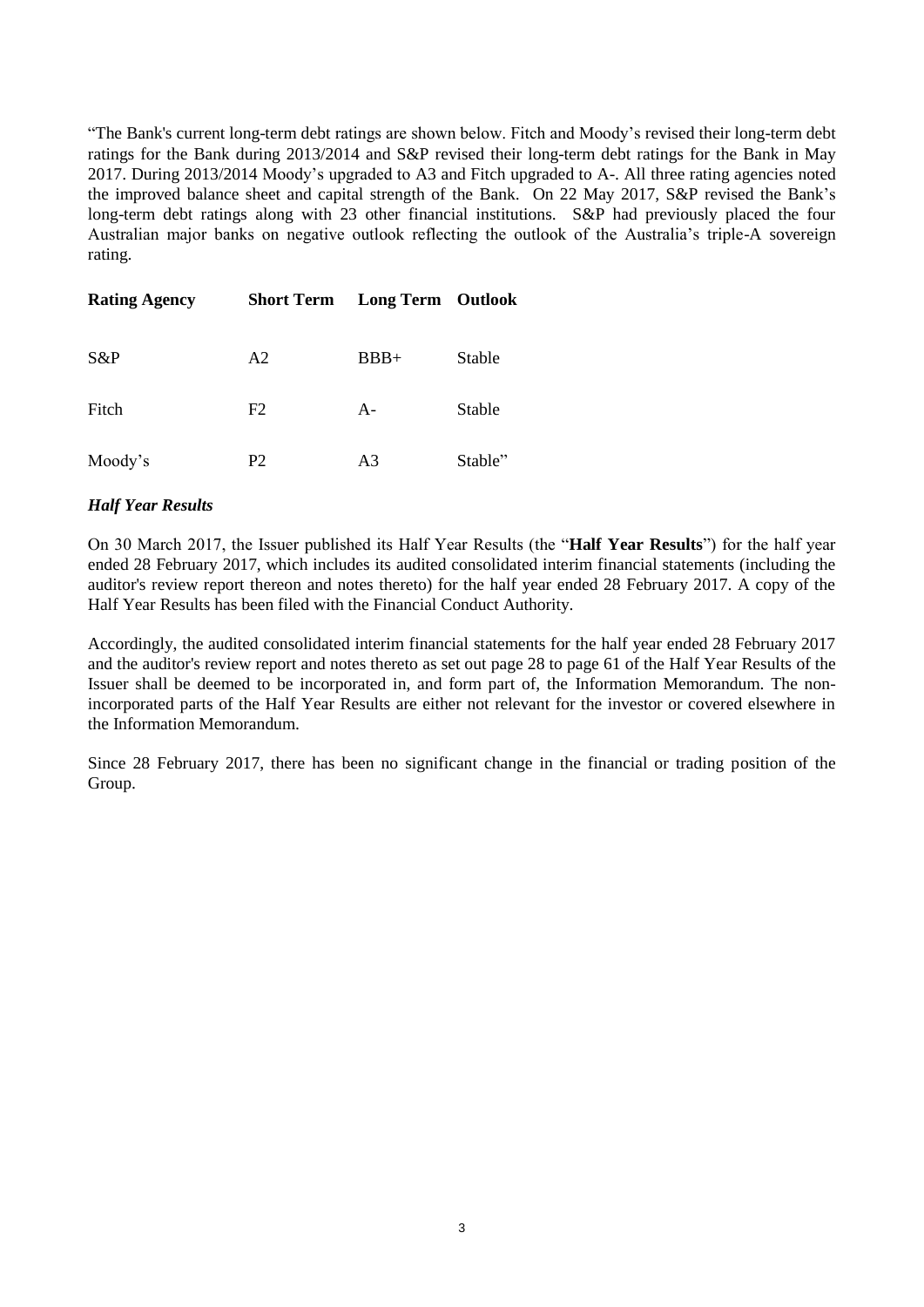"The Bank's current long-term debt ratings are shown below. Fitch and Moody's revised their long-term debt ratings for the Bank during 2013/2014 and S&P revised their long-term debt ratings for the Bank in May 2017. During 2013/2014 Moody's upgraded to A3 and Fitch upgraded to A-. All three rating agencies noted the improved balance sheet and capital strength of the Bank. On 22 May 2017, S&P revised the Bank's long-term debt ratings along with 23 other financial institutions. S&P had previously placed the four Australian major banks on negative outlook reflecting the outlook of the Australia's triple-A sovereign rating.

| **Rating Agency** | **Short Term** | **Long Term** | **Outlook** |
|---|---|---|---|
| S&P | A2 | BBB+ | Stable |
| Fitch | F2 | A- | Stable |
| Moody's | P2 | A3 | Stable" |

***Half Year Results***

On 30 March 2017, the Issuer published its Half Year Results (the "**Half Year Results**") for the half year ended 28 February 2017, which includes its audited consolidated interim financial statements (including the auditor's review report thereon and notes thereto) for the half year ended 28 February 2017. A copy of the Half Year Results has been filed with the Financial Conduct Authority.

Accordingly, the audited consolidated interim financial statements for the half year ended 28 February 2017 and the auditor's review report and notes thereto as set out page 28 to page 61 of the Half Year Results of the Issuer shall be deemed to be incorporated in, and form part of, the Information Memorandum. The non-incorporated parts of the Half Year Results are either not relevant for the investor or covered elsewhere in the Information Memorandum.

Since 28 February 2017, there has been no significant change in the financial or trading position of the Group.